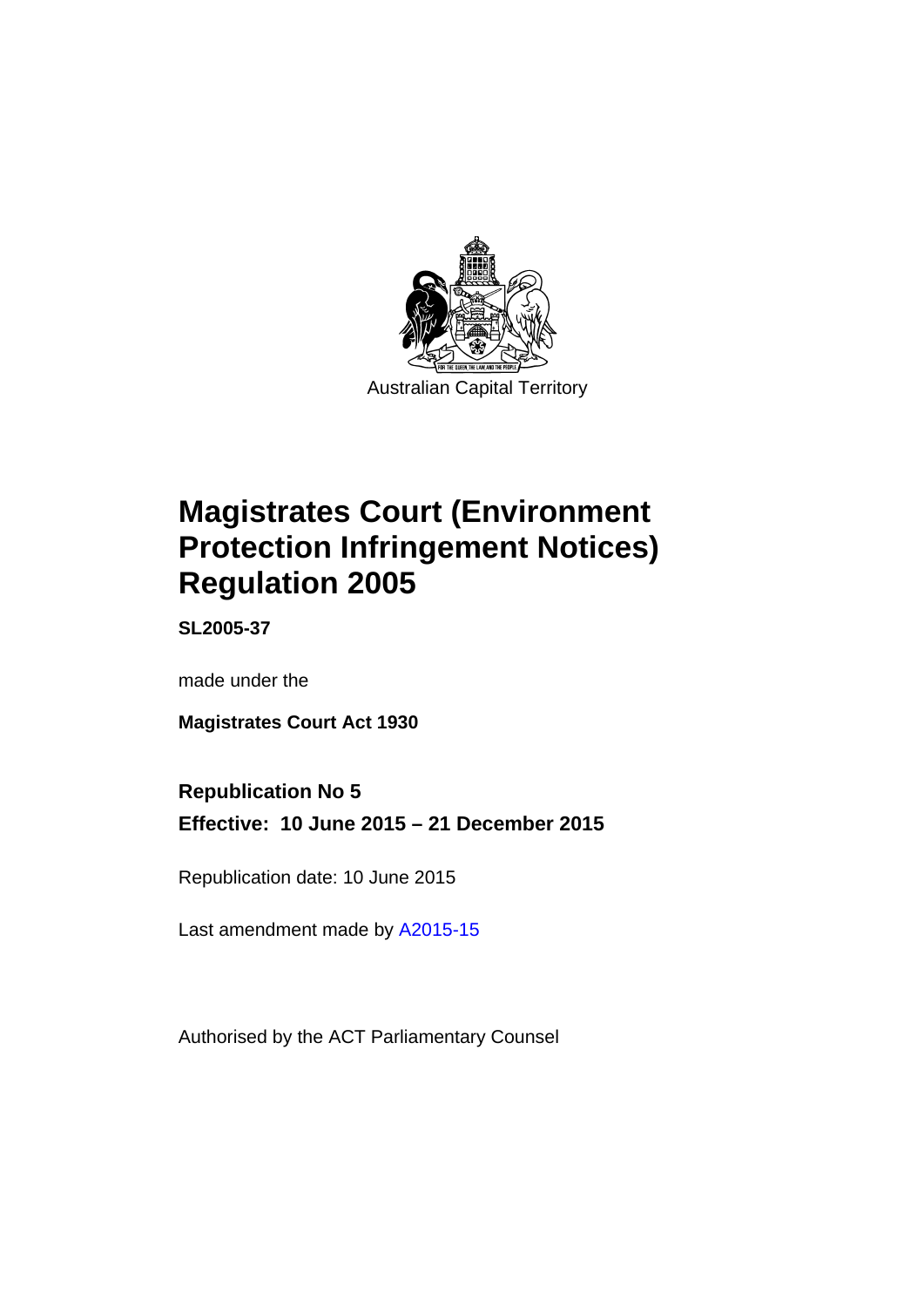Australian Capital Territory

# Magistrates Court (Environment Protection Infringement Notices) Regulation 2005

**SL2005-37**

made under the

**Magistrates Court Act 1930**

**Republication No 5**

**Effective: 10 June 2015 – 21 December 2015**

Republication date: 10 June 2015

Last amendment made by A2015-15

Authorised by the ACT Parliamentary Counsel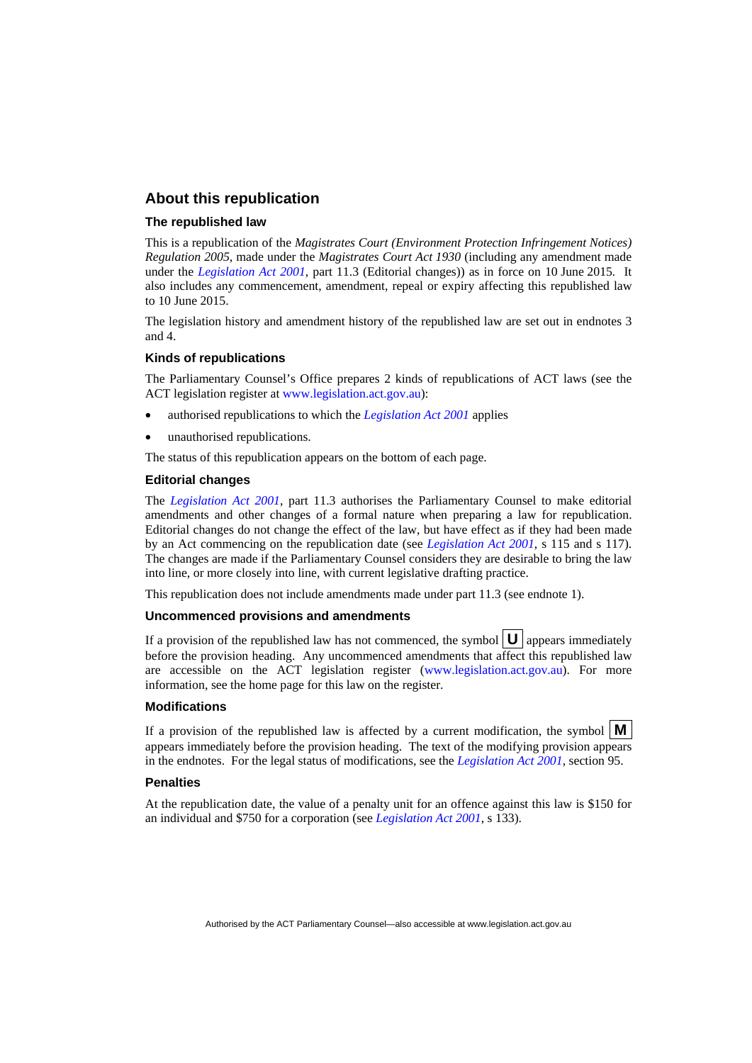## About this republication

### The republished law

This is a republication of the *Magistrates Court (Environment Protection Infringement Notices) Regulation 2005*, made under the *Magistrates Court Act 1930* (including any amendment made under the *Legislation Act 2001*, part 11.3 (Editorial changes)) as in force on 10 June 2015. It also includes any commencement, amendment, repeal or expiry affecting this republished law to 10 June 2015.

The legislation history and amendment history of the republished law are set out in endnotes 3 and 4.

### Kinds of republications

The Parliamentary Counsel's Office prepares 2 kinds of republications of ACT laws (see the ACT legislation register at www.legislation.act.gov.au):

- authorised republications to which the *Legislation Act 2001* applies
- unauthorised republications.

The status of this republication appears on the bottom of each page.

### Editorial changes

The *Legislation Act 2001*, part 11.3 authorises the Parliamentary Counsel to make editorial amendments and other changes of a formal nature when preparing a law for republication. Editorial changes do not change the effect of the law, but have effect as if they had been made by an Act commencing on the republication date (see *Legislation Act 2001*, s 115 and s 117). The changes are made if the Parliamentary Counsel considers they are desirable to bring the law into line, or more closely into line, with current legislative drafting practice.

This republication does not include amendments made under part 11.3 (see endnote 1).

### Uncommenced provisions and amendments

If a provision of the republished law has not commenced, the symbol **U** appears immediately before the provision heading. Any uncommenced amendments that affect this republished law are accessible on the ACT legislation register (www.legislation.act.gov.au). For more information, see the home page for this law on the register.

### Modifications

If a provision of the republished law is affected by a current modification, the symbol **M** appears immediately before the provision heading. The text of the modifying provision appears in the endnotes. For the legal status of modifications, see the *Legislation Act 2001*, section 95.

### Penalties

At the republication date, the value of a penalty unit for an offence against this law is $150 for an individual and $750 for a corporation (see *Legislation Act 2001*, s 133).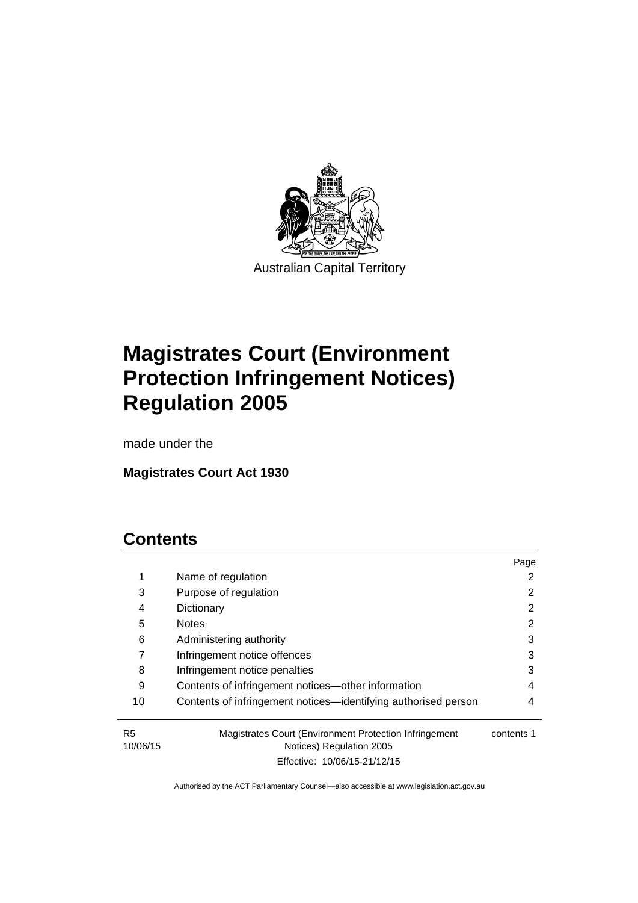Australian Capital Territory

# Magistrates Court (Environment Protection Infringement Notices) Regulation 2005

made under the

**Magistrates Court Act 1930**

## Contents

| | | Page |
|---|---|---|
| 1 | Name of regulation | 2 |
| 3 | Purpose of regulation | 2 |
| 4 | Dictionary | 2 |
| 5 | Notes | 2 |
| 6 | Administering authority | 3 |
| 7 | Infringement notice offences | 3 |
| 8 | Infringement notice penalties | 3 |
| 9 | Contents of infringement notices—other information | 4 |
| 10 | Contents of infringement notices—identifying authorised person | 4 |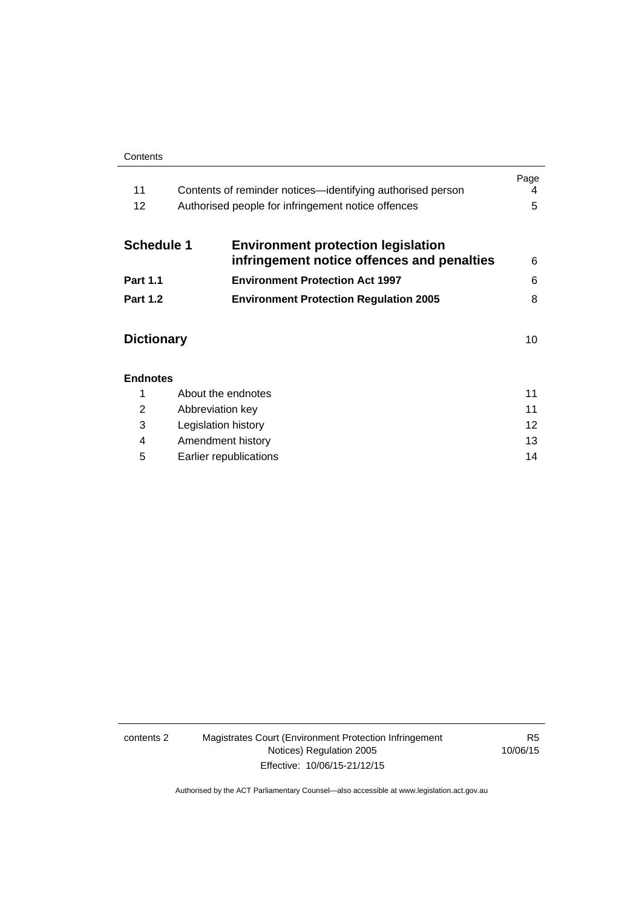| | | Page |
|---|---|---|
| 11 | Contents of reminder notices—identifying authorised person | 4 |
| 12 | Authorised people for infringement notice offences | 5 |

| | | |
|---|---|---|
| **Schedule 1** | **Environment protection legislation infringement notice offences and penalties** | 6 |
| **Part 1.1** | **Environment Protection Act 1997** | 6 |
| **Part 1.2** | **Environment Protection Regulation 2005** | 8 |

| | |
|---|---|
| **Dictionary** | 10 |

**Endnotes**

| | | |
|---|---|---|
| 1 | About the endnotes | 11 |
| 2 | Abbreviation key | 11 |
| 3 | Legislation history | 12 |
| 4 | Amendment history | 13 |
| 5 | Earlier republications | 14 |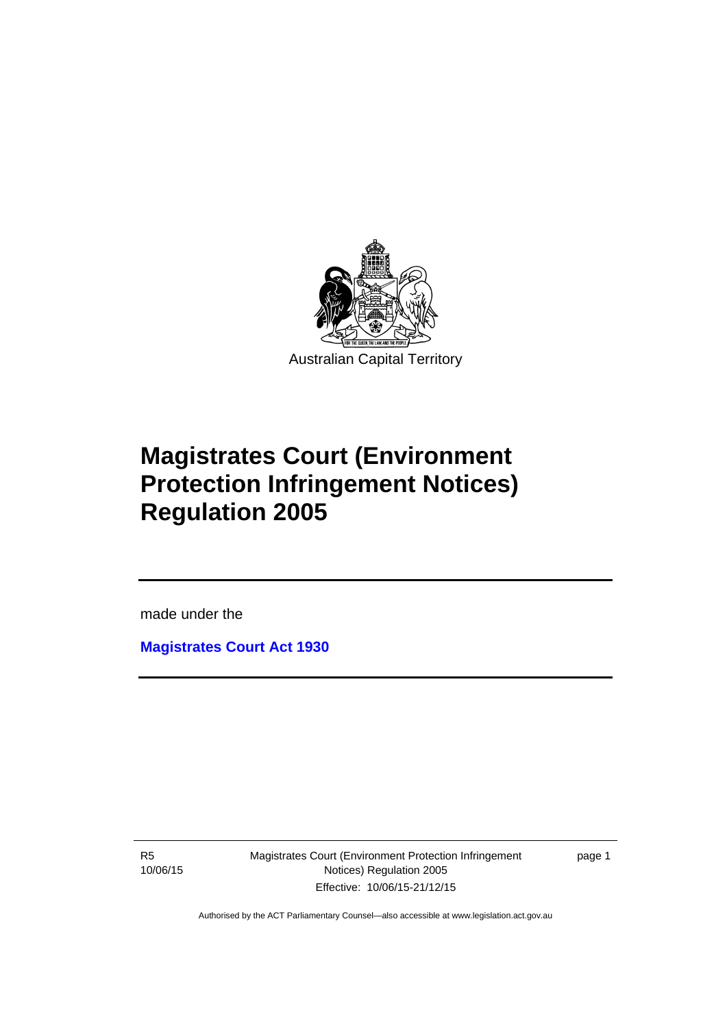Australian Capital Territory

# Magistrates Court (Environment Protection Infringement Notices) Regulation 2005

made under the

**Magistrates Court Act 1930**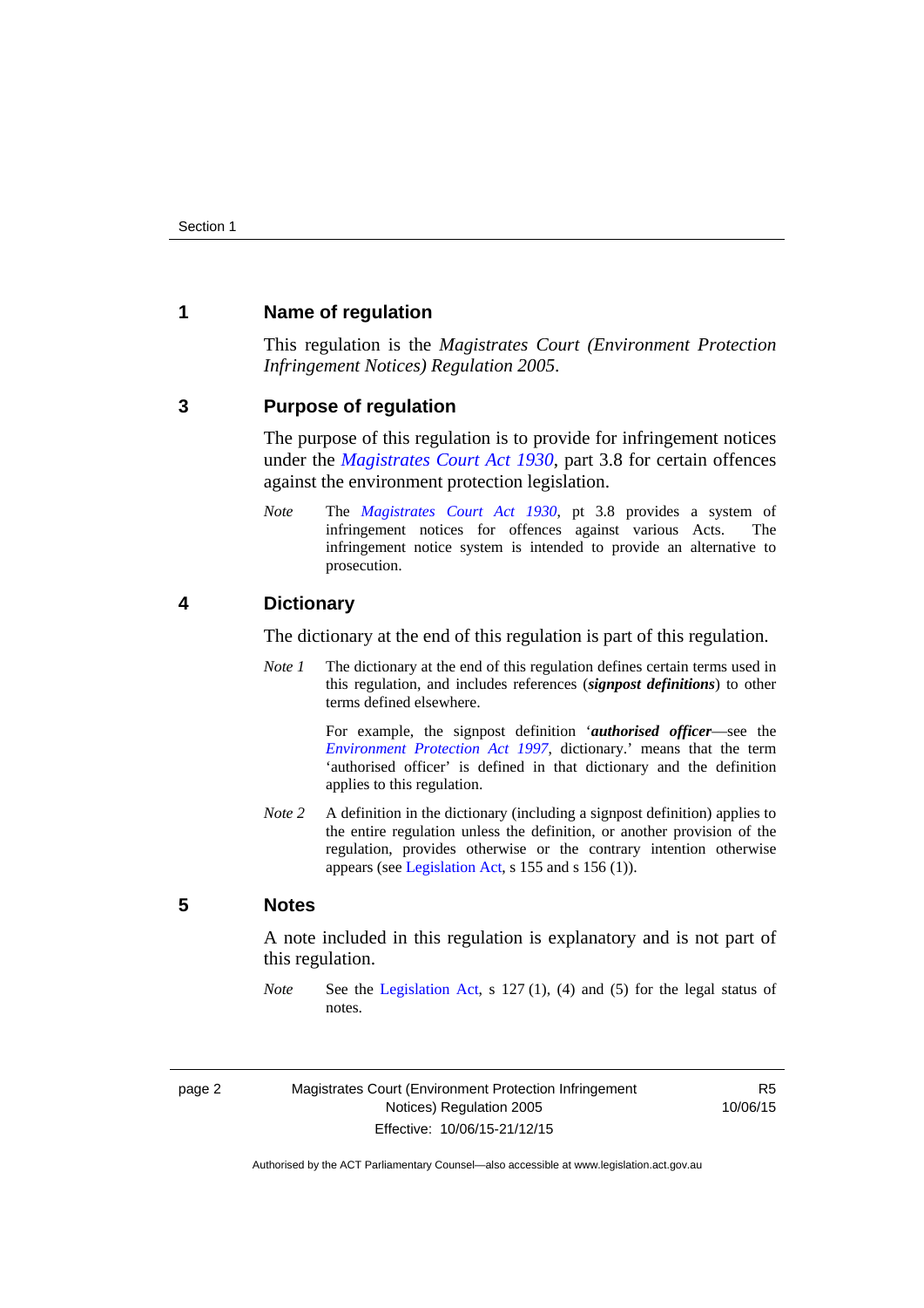## 1 Name of regulation

This regulation is the *Magistrates Court (Environment Protection Infringement Notices) Regulation 2005*.

## 3 Purpose of regulation

The purpose of this regulation is to provide for infringement notices under the *Magistrates Court Act 1930*, part 3.8 for certain offences against the environment protection legislation.

*Note* The *Magistrates Court Act 1930*, pt 3.8 provides a system of infringement notices for offences against various Acts. The infringement notice system is intended to provide an alternative to prosecution.

## 4 Dictionary

The dictionary at the end of this regulation is part of this regulation.

*Note 1* The dictionary at the end of this regulation defines certain terms used in this regulation, and includes references (***signpost definitions***) to other terms defined elsewhere.

For example, the signpost definition '***authorised officer***—see the *Environment Protection Act 1997*, dictionary.' means that the term 'authorised officer' is defined in that dictionary and the definition applies to this regulation.

*Note 2* A definition in the dictionary (including a signpost definition) applies to the entire regulation unless the definition, or another provision of the regulation, provides otherwise or the contrary intention otherwise appears (see Legislation Act, s 155 and s 156 (1)).

## 5 Notes

A note included in this regulation is explanatory and is not part of this regulation.

*Note* See the Legislation Act, s 127 (1), (4) and (5) for the legal status of notes.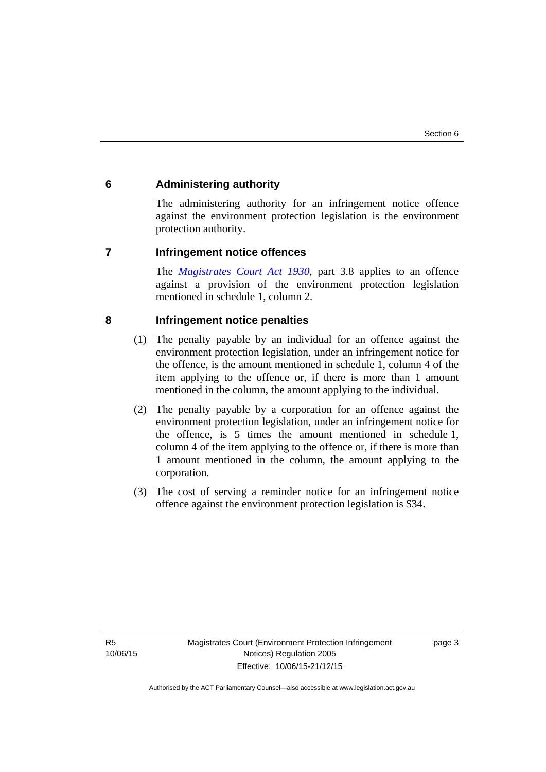## 6 Administering authority

The administering authority for an infringement notice offence against the environment protection legislation is the environment protection authority.

## 7 Infringement notice offences

The *Magistrates Court Act 1930*, part 3.8 applies to an offence against a provision of the environment protection legislation mentioned in schedule 1, column 2.

## 8 Infringement notice penalties

(1) The penalty payable by an individual for an offence against the environment protection legislation, under an infringement notice for the offence, is the amount mentioned in schedule 1, column 4 of the item applying to the offence or, if there is more than 1 amount mentioned in the column, the amount applying to the individual.

(2) The penalty payable by a corporation for an offence against the environment protection legislation, under an infringement notice for the offence, is 5 times the amount mentioned in schedule 1, column 4 of the item applying to the offence or, if there is more than 1 amount mentioned in the column, the amount applying to the corporation.

(3) The cost of serving a reminder notice for an infringement notice offence against the environment protection legislation is $34.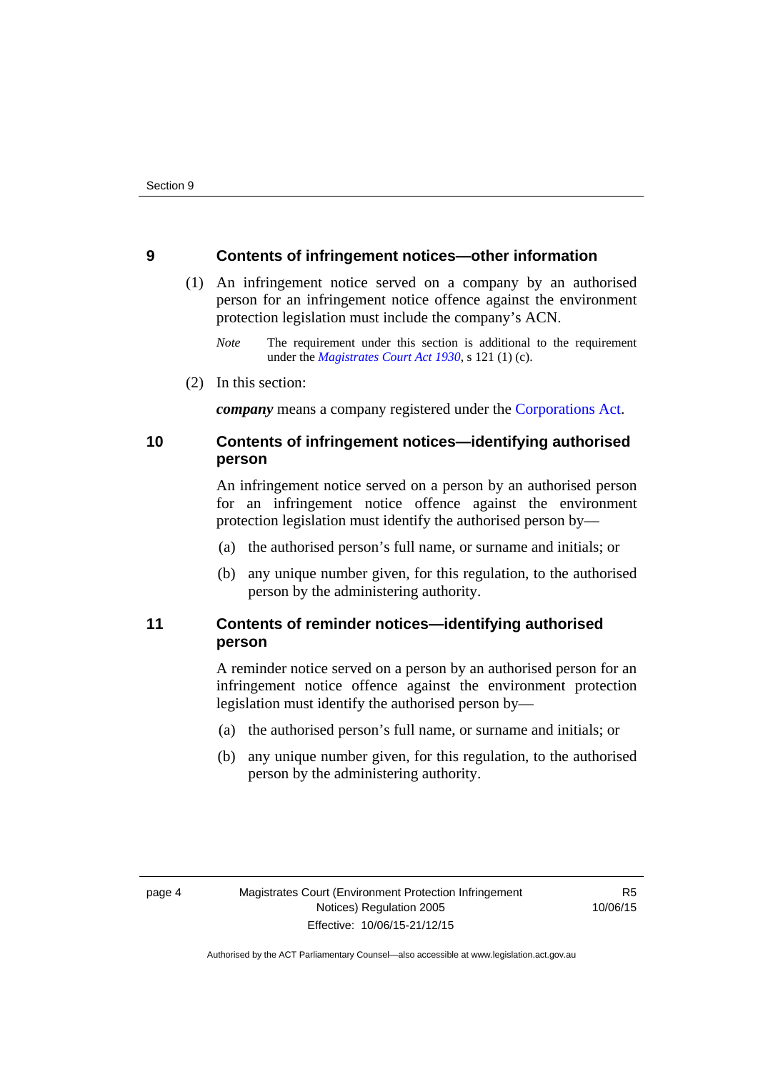## 9 Contents of infringement notices—other information

(1) An infringement notice served on a company by an authorised person for an infringement notice offence against the environment protection legislation must include the company's ACN.

*Note* The requirement under this section is additional to the requirement under the *Magistrates Court Act 1930*, s 121 (1) (c).

(2) In this section:

***company*** means a company registered under the Corporations Act.

## 10 Contents of infringement notices—identifying authorised person

An infringement notice served on a person by an authorised person for an infringement notice offence against the environment protection legislation must identify the authorised person by—

(a) the authorised person's full name, or surname and initials; or

(b) any unique number given, for this regulation, to the authorised person by the administering authority.

## 11 Contents of reminder notices—identifying authorised person

A reminder notice served on a person by an authorised person for an infringement notice offence against the environment protection legislation must identify the authorised person by—

(a) the authorised person's full name, or surname and initials; or

(b) any unique number given, for this regulation, to the authorised person by the administering authority.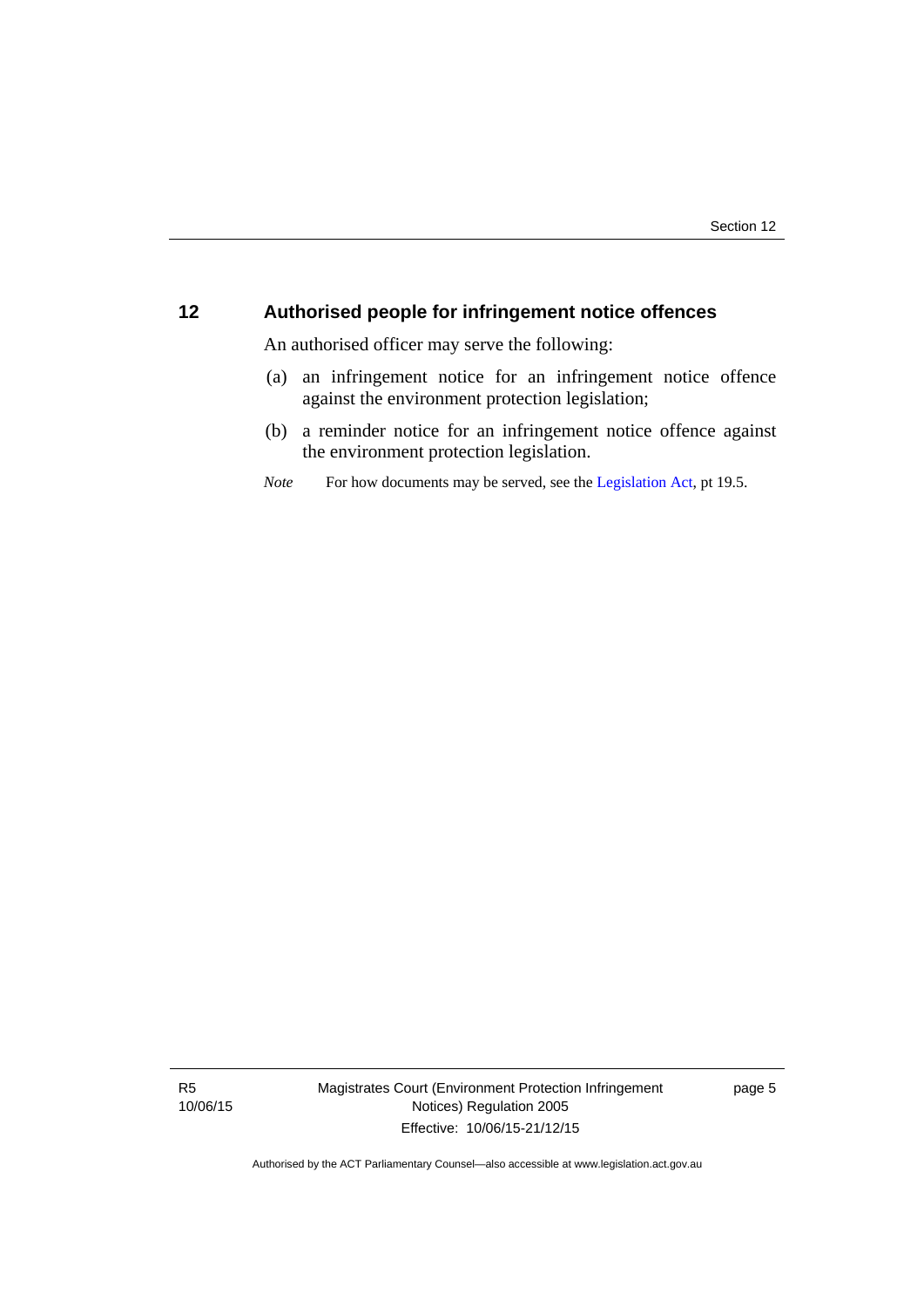## 12 Authorised people for infringement notice offences

An authorised officer may serve the following:

(a) an infringement notice for an infringement notice offence against the environment protection legislation;

(b) a reminder notice for an infringement notice offence against the environment protection legislation.

*Note* For how documents may be served, see the Legislation Act, pt 19.5.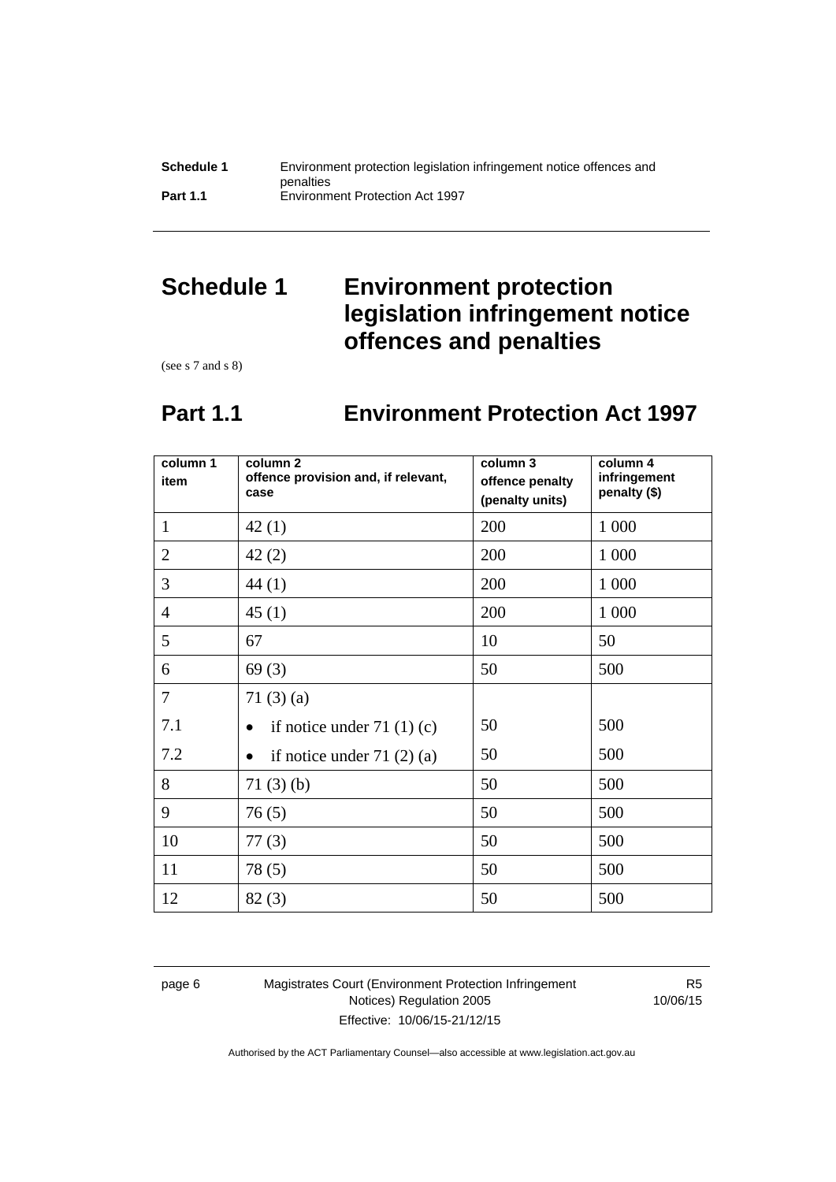# Schedule 1 Environment protection legislation infringement notice offences and penalties

(see s 7 and s 8)

## Part 1.1 Environment Protection Act 1997

| column 1 item | column 2 offence provision and, if relevant, case | column 3 offence penalty (penalty units) | column 4 infringement penalty ($) |
|---|---|---|---|
| 1 | 42 (1) | 200 | 1 000 |
| 2 | 42 (2) | 200 | 1 000 |
| 3 | 44 (1) | 200 | 1 000 |
| 4 | 45 (1) | 200 | 1 000 |
| 5 | 67 | 10 | 50 |
| 6 | 69 (3) | 50 | 500 |
| 7 | 71 (3) (a) | | |
| 7.1 | • if notice under 71 (1) (c) | 50 | 500 |
| 7.2 | • if notice under 71 (2) (a) | 50 | 500 |
| 8 | 71 (3) (b) | 50 | 500 |
| 9 | 76 (5) | 50 | 500 |
| 10 | 77 (3) | 50 | 500 |
| 11 | 78 (5) | 50 | 500 |
| 12 | 82 (3) | 50 | 500 |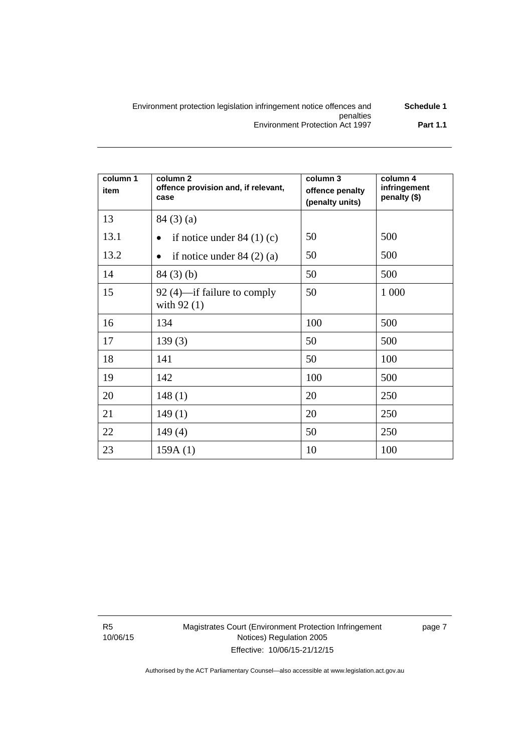| column 1 item | column 2 offence provision and, if relevant, case | column 3 offence penalty (penalty units) | column 4 infringement penalty ($) |
|---|---|---|---|
| 13 | 84 (3) (a) | | |
| 13.1 | • if notice under 84 (1) (c) | 50 | 500 |
| 13.2 | • if notice under 84 (2) (a) | 50 | 500 |
| 14 | 84 (3) (b) | 50 | 500 |
| 15 | 92 (4)—if failure to comply with 92 (1) | 50 | 1 000 |
| 16 | 134 | 100 | 500 |
| 17 | 139 (3) | 50 | 500 |
| 18 | 141 | 50 | 100 |
| 19 | 142 | 100 | 500 |
| 20 | 148 (1) | 20 | 250 |
| 21 | 149 (1) | 20 | 250 |
| 22 | 149 (4) | 50 | 250 |
| 23 | 159A (1) | 10 | 100 |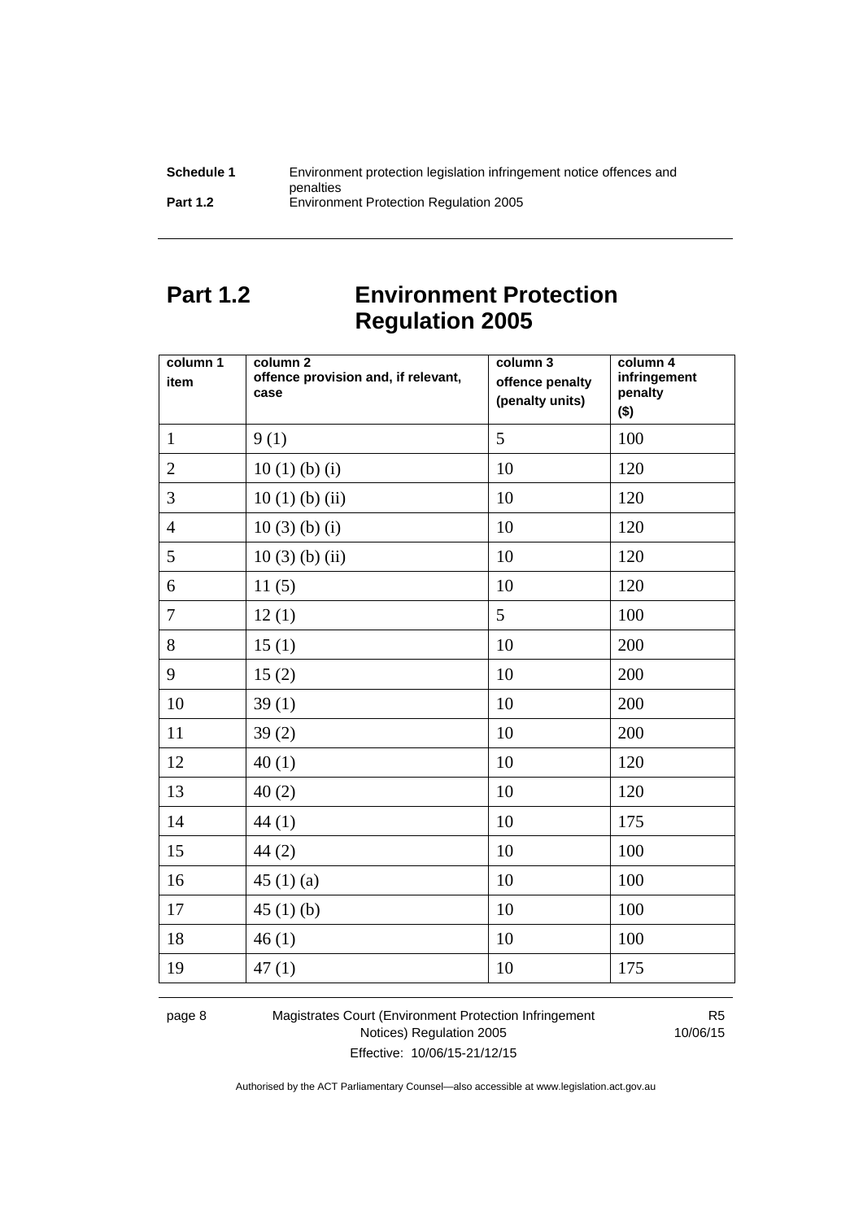# Part 1.2 Environment Protection Regulation 2005

| column 1<br>item | column 2<br>offence provision and, if relevant, case | column 3<br>offence penalty (penalty units) | column 4<br>infringement penalty ($) |
|---|---|---|---|
| 1 | 9 (1) | 5 | 100 |
| 2 | 10 (1) (b) (i) | 10 | 120 |
| 3 | 10 (1) (b) (ii) | 10 | 120 |
| 4 | 10 (3) (b) (i) | 10 | 120 |
| 5 | 10 (3) (b) (ii) | 10 | 120 |
| 6 | 11 (5) | 10 | 120 |
| 7 | 12 (1) | 5 | 100 |
| 8 | 15 (1) | 10 | 200 |
| 9 | 15 (2) | 10 | 200 |
| 10 | 39 (1) | 10 | 200 |
| 11 | 39 (2) | 10 | 200 |
| 12 | 40 (1) | 10 | 120 |
| 13 | 40 (2) | 10 | 120 |
| 14 | 44 (1) | 10 | 175 |
| 15 | 44 (2) | 10 | 100 |
| 16 | 45 (1) (a) | 10 | 100 |
| 17 | 45 (1) (b) | 10 | 100 |
| 18 | 46 (1) | 10 | 100 |
| 19 | 47 (1) | 10 | 175 |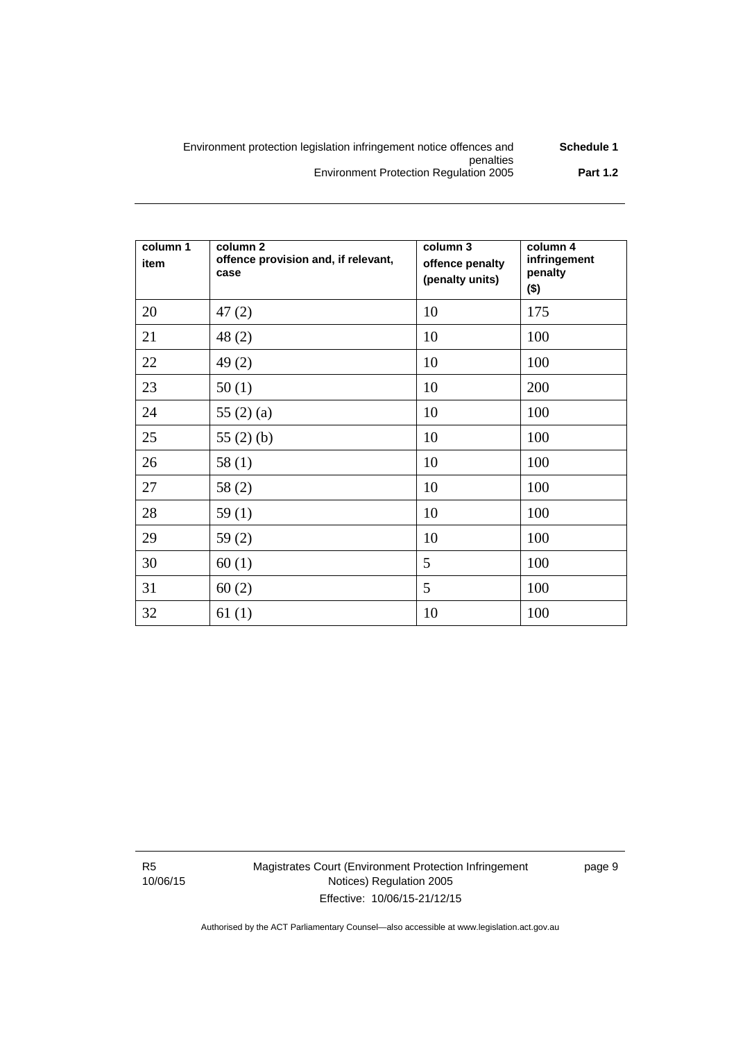| column 1 item | column 2 offence provision and, if relevant, case | column 3 offence penalty (penalty units) | column 4 infringement penalty ($) |
|---|---|---|---|
| 20 | 47 (2) | 10 | 175 |
| 21 | 48 (2) | 10 | 100 |
| 22 | 49 (2) | 10 | 100 |
| 23 | 50 (1) | 10 | 200 |
| 24 | 55 (2) (a) | 10 | 100 |
| 25 | 55 (2) (b) | 10 | 100 |
| 26 | 58 (1) | 10 | 100 |
| 27 | 58 (2) | 10 | 100 |
| 28 | 59 (1) | 10 | 100 |
| 29 | 59 (2) | 10 | 100 |
| 30 | 60 (1) | 5 | 100 |
| 31 | 60 (2) | 5 | 100 |
| 32 | 61 (1) | 10 | 100 |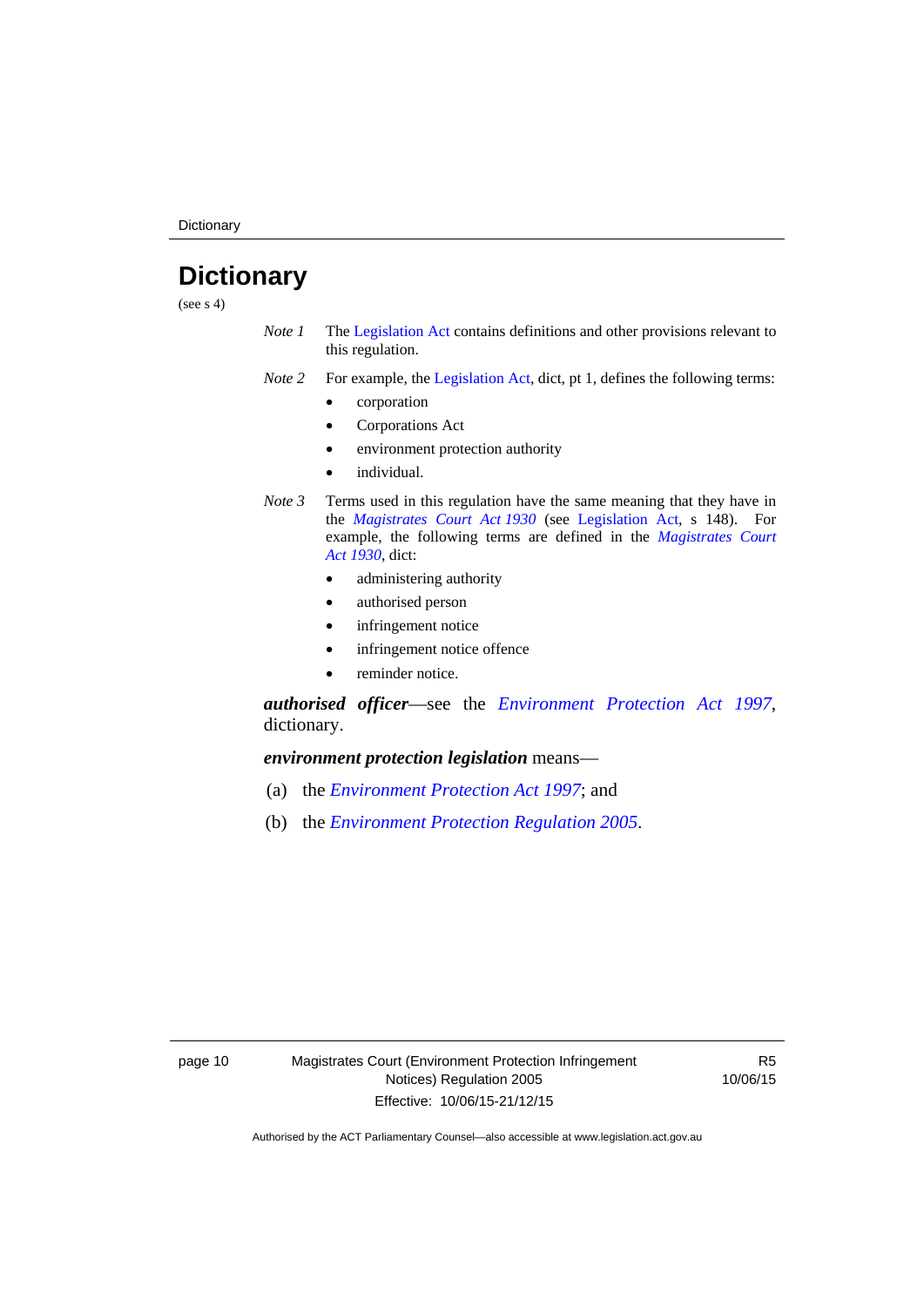# Dictionary

(see s 4)

*Note 1* The Legislation Act contains definitions and other provisions relevant to this regulation.

*Note 2* For example, the Legislation Act, dict, pt 1, defines the following terms:

- corporation
- Corporations Act
- environment protection authority
- individual.

*Note 3* Terms used in this regulation have the same meaning that they have in the *Magistrates Court Act 1930* (see Legislation Act, s 148). For example, the following terms are defined in the *Magistrates Court Act 1930*, dict:

- administering authority
- authorised person
- infringement notice
- infringement notice offence
- reminder notice.

***authorised officer***—see the *Environment Protection Act 1997*, dictionary.

***environment protection legislation*** means—

(a) the *Environment Protection Act 1997*; and

(b) the *Environment Protection Regulation 2005*.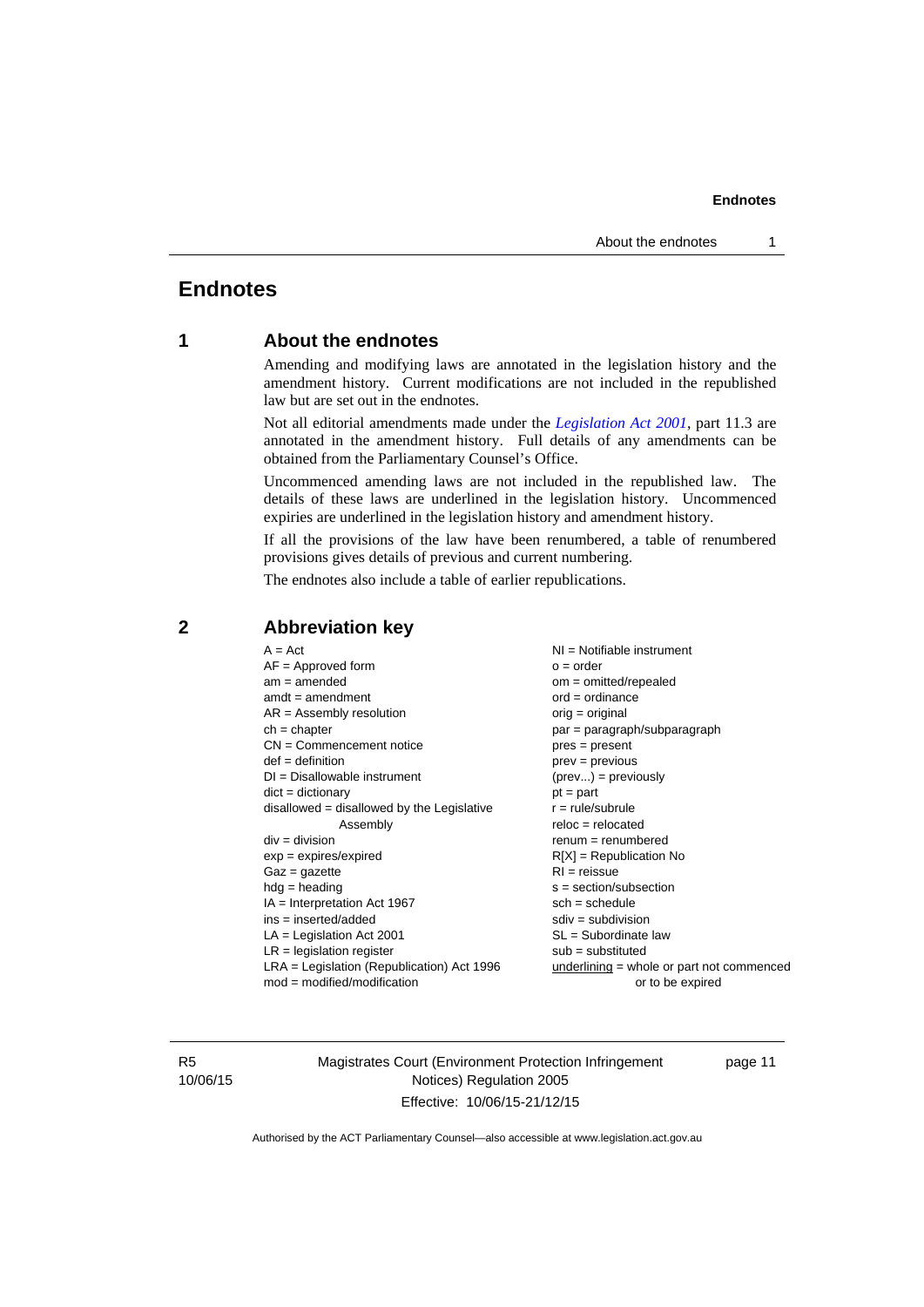# Endnotes

## 1 About the endnotes

Amending and modifying laws are annotated in the legislation history and the amendment history. Current modifications are not included in the republished law but are set out in the endnotes.

Not all editorial amendments made under the *Legislation Act 2001*, part 11.3 are annotated in the amendment history. Full details of any amendments can be obtained from the Parliamentary Counsel's Office.

Uncommenced amending laws are not included in the republished law. The details of these laws are underlined in the legislation history. Uncommenced expiries are underlined in the legislation history and amendment history.

If all the provisions of the law have been renumbered, a table of renumbered provisions gives details of previous and current numbering.

The endnotes also include a table of earlier republications.

## 2 Abbreviation key

A = Act
AF = Approved form
am = amended
amdt = amendment
AR = Assembly resolution
ch = chapter
CN = Commencement notice
def = definition
DI = Disallowable instrument
dict = dictionary
disallowed = disallowed by the Legislative Assembly
div = division
exp = expires/expired
Gaz = gazette
hdg = heading
IA = Interpretation Act 1967
ins = inserted/added
LA = Legislation Act 2001
LR = legislation register
LRA = Legislation (Republication) Act 1996
mod = modified/modification
NI = Notifiable instrument
o = order
om = omitted/repealed
ord = ordinance
orig = original
par = paragraph/subparagraph
pres = present
prev = previous
(prev...) = previously
pt = part
r = rule/subrule
reloc = relocated
renum = renumbered
R[X] = Republication No
RI = reissue
s = section/subsection
sch = schedule
sdiv = subdivision
SL = Subordinate law
sub = substituted
underlining = whole or part not commenced or to be expired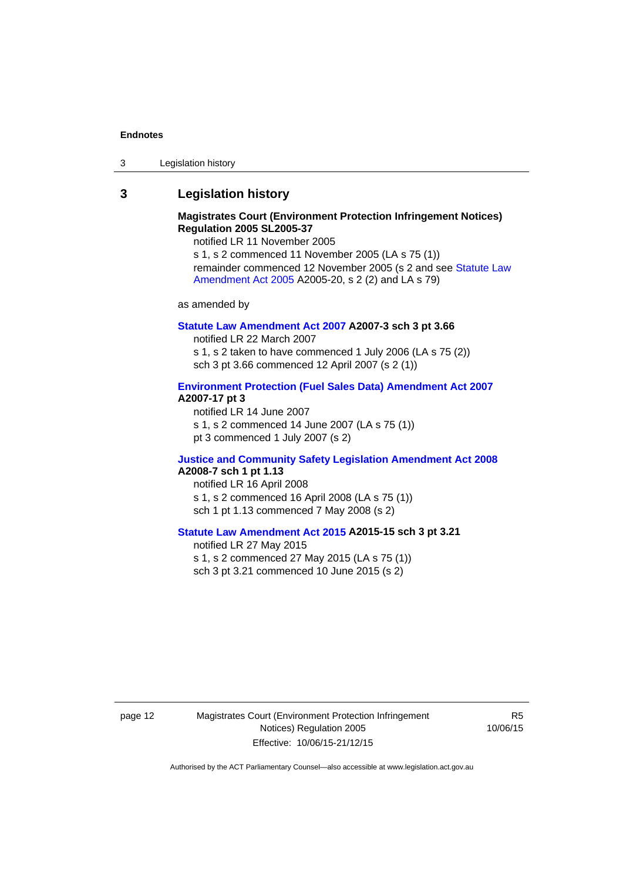## 3 Legislation history

**Magistrates Court (Environment Protection Infringement Notices) Regulation 2005 SL2005-37**

notified LR 11 November 2005

s 1, s 2 commenced 11 November 2005 (LA s 75 (1))

remainder commenced 12 November 2005 (s 2 and see Statute Law Amendment Act 2005 A2005-20, s 2 (2) and LA s 79)

as amended by

**Statute Law Amendment Act 2007 A2007-3 sch 3 pt 3.66**

notified LR 22 March 2007

s 1, s 2 taken to have commenced 1 July 2006 (LA s 75 (2))

sch 3 pt 3.66 commenced 12 April 2007 (s 2 (1))

**Environment Protection (Fuel Sales Data) Amendment Act 2007 A2007-17 pt 3**

notified LR 14 June 2007

s 1, s 2 commenced 14 June 2007 (LA s 75 (1))

pt 3 commenced 1 July 2007 (s 2)

**Justice and Community Safety Legislation Amendment Act 2008 A2008-7 sch 1 pt 1.13**

notified LR 16 April 2008

s 1, s 2 commenced 16 April 2008 (LA s 75 (1))

sch 1 pt 1.13 commenced 7 May 2008 (s 2)

**Statute Law Amendment Act 2015 A2015-15 sch 3 pt 3.21**

notified LR 27 May 2015

s 1, s 2 commenced 27 May 2015 (LA s 75 (1))

sch 3 pt 3.21 commenced 10 June 2015 (s 2)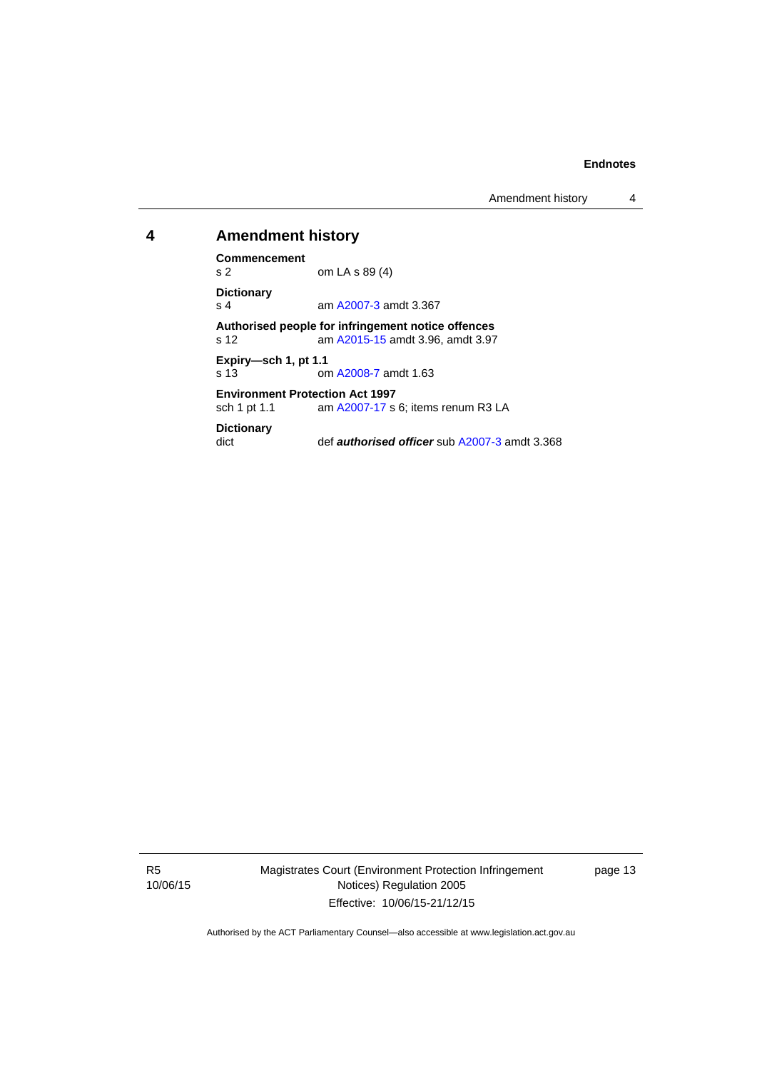## 4 Amendment history

**Commencement**
s 2 om LA s 89 (4)

**Dictionary**
s 4 am A2007-3 amdt 3.367

**Authorised people for infringement notice offences**
s 12 am A2015-15 amdt 3.96, amdt 3.97

**Expiry—sch 1, pt 1.1**
s 13 om A2008-7 amdt 1.63

**Environment Protection Act 1997**
sch 1 pt 1.1 am A2007-17 s 6; items renum R3 LA

**Dictionary**
dict def ***authorised officer*** sub A2007-3 amdt 3.368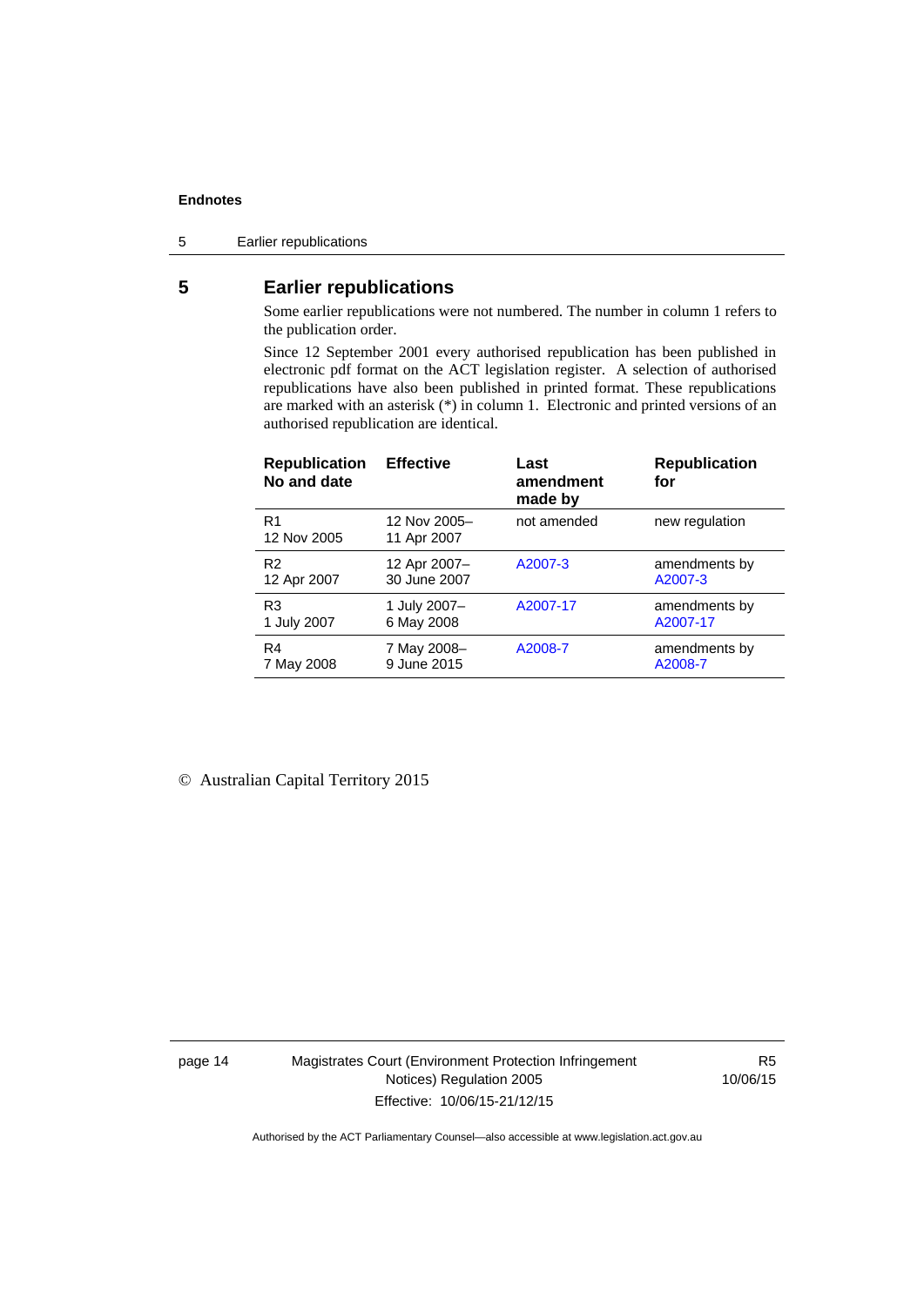## 5 Earlier republications

Some earlier republications were not numbered. The number in column 1 refers to the publication order.

Since 12 September 2001 every authorised republication has been published in electronic pdf format on the ACT legislation register. A selection of authorised republications have also been published in printed format. These republications are marked with an asterisk (*) in column 1. Electronic and printed versions of an authorised republication are identical.

| Republication No and date | Effective | Last amendment made by | Republication for |
|---|---|---|---|
| R1<br>12 Nov 2005 | 12 Nov 2005–<br>11 Apr 2007 | not amended | new regulation |
| R2<br>12 Apr 2007 | 12 Apr 2007–<br>30 June 2007 | A2007-3 | amendments by A2007-3 |
| R3<br>1 July 2007 | 1 July 2007–<br>6 May 2008 | A2007-17 | amendments by A2007-17 |
| R4<br>7 May 2008 | 7 May 2008–<br>9 June 2015 | A2008-7 | amendments by A2008-7 |

© Australian Capital Territory 2015